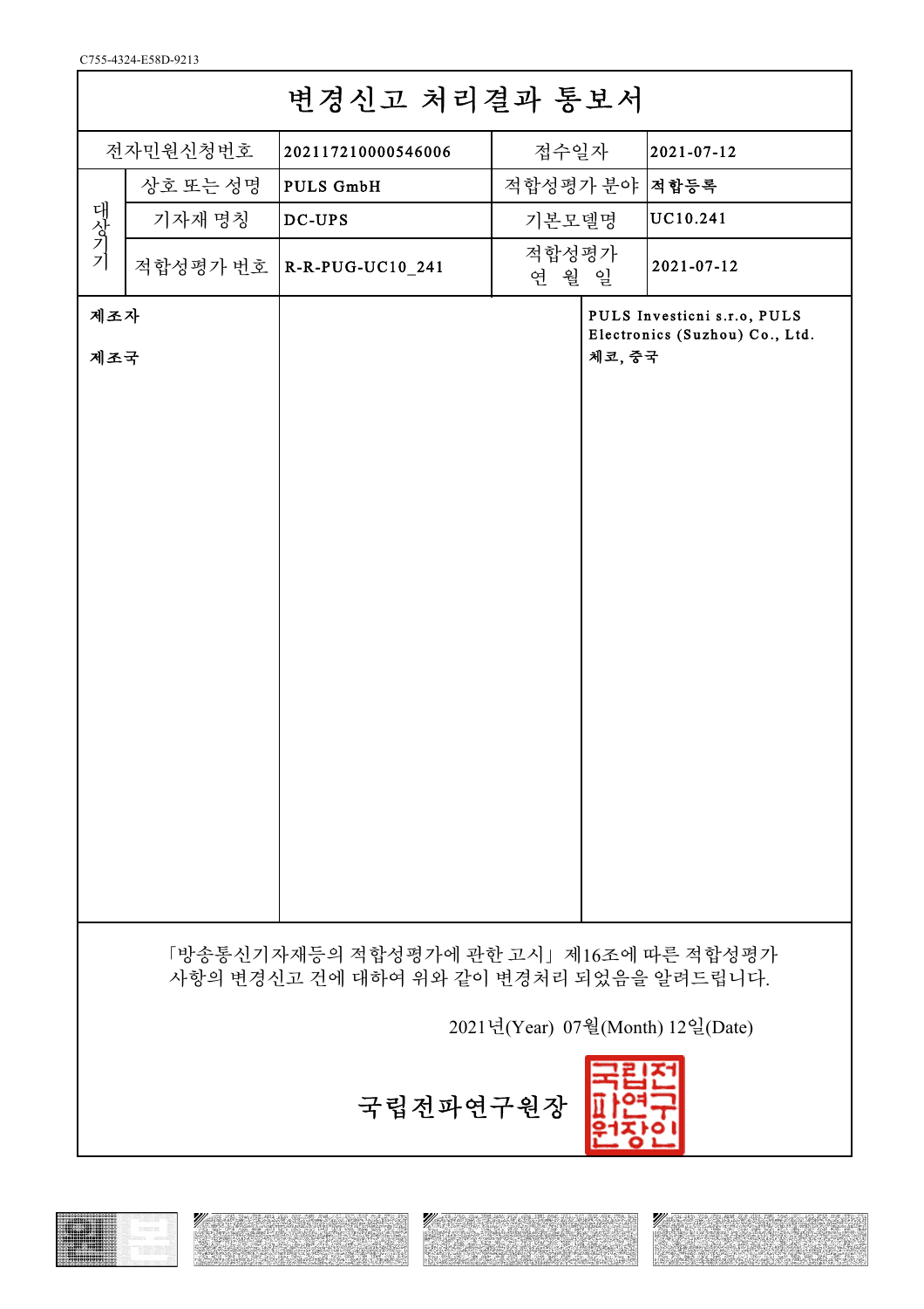C755-4324-E58D-9213

# 변경신고 처리결과 통보서

| 전자민원신청번호 | | 202117210000546006 | 접수일자 | 2021-07-12 |
|---|---|---|---|---|
| 대상기기 | 상호 또는 성명 | PULS GmbH | 적합성평가 분야 | 적합등록 |
| | 기자재 명칭 | DC-UPS | 기본모델명 | UC10.241 |
| | 적합성평가 번호 | R-R-PUG-UC10_241 | 적합성평가 연 월 일 | 2021-07-12 |

| | | |
|---|---|---|
| 제조자 | | PULS Investicni s.r.o, PULS Electronics (Suzhou) Co., Ltd. |
| 제조국 | | 체코, 중국 |

「방송통신기자재등의 적합성평가에 관한 고시」 제16조에 따른 적합성평가 사항의 변경신고 건에 대하여 위와 같이 변경처리 되었음을 알려드립니다.

2021년(Year) 07월(Month) 12일(Date)

**국립전파연구원장**

국립전파연구원장인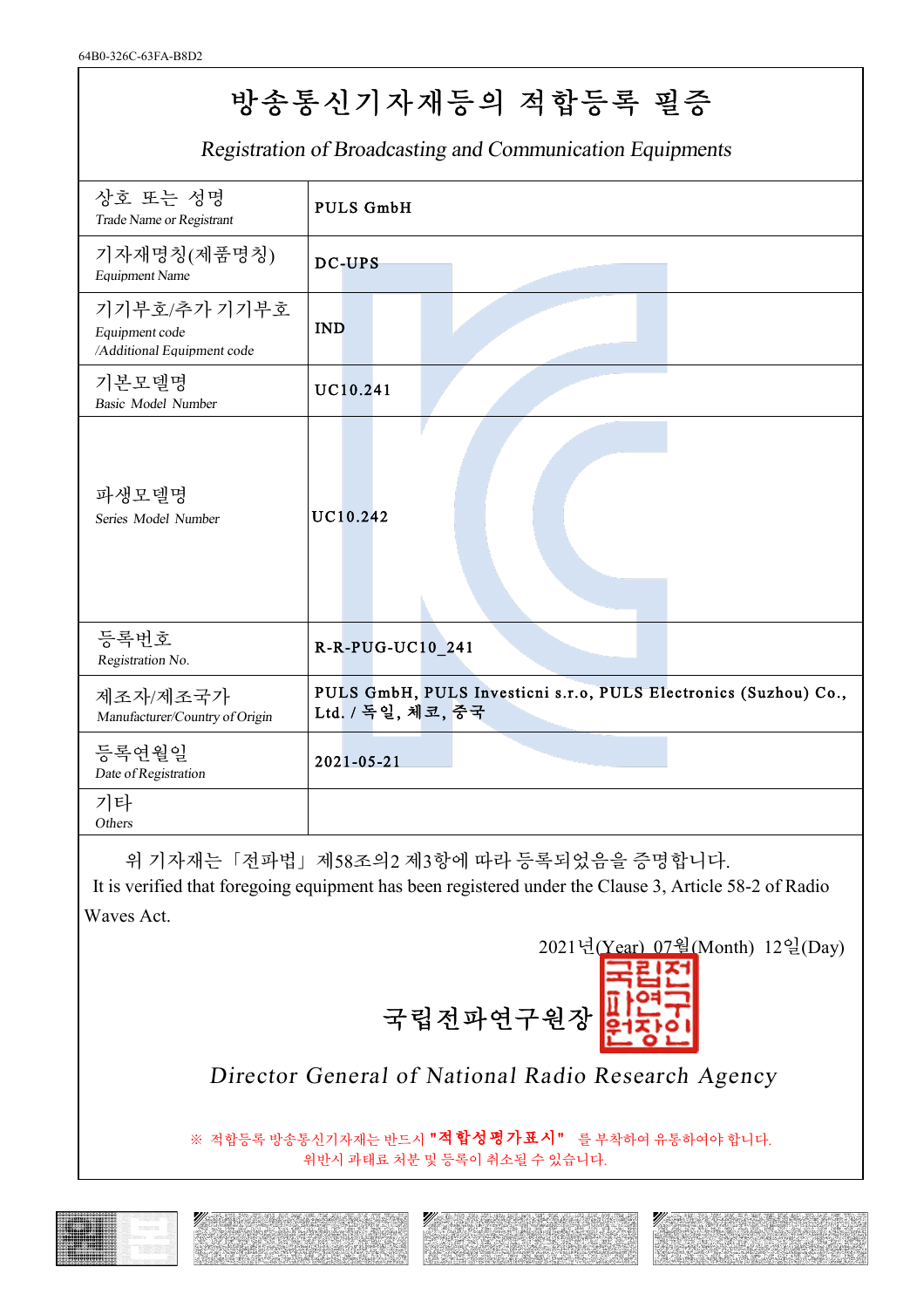64B0-326C-63FA-B8D2

# 방송통신기자재등의 적합등록 필증

*Registration of Broadcasting and Communication Equipments*

| | |
|---|---|
| 상호 또는 성명<br>Trade Name or Registrant | PULS GmbH |
| 기자재명칭(제품명칭)<br>Equipment Name | DC-UPS |
| 기기부호/추가 기기부호<br>Equipment code<br>/Additional Equipment code | IND |
| 기본모델명<br>Basic Model Number | UC10.241 |
| 파생모델명<br>Series Model Number | UC10.242 |
| 등록번호<br>Registration No. | R-R-PUG-UC10_241 |
| 제조자/제조국가<br>Manufacturer/Country of Origin | PULS GmbH, PULS Investicni s.r.o, PULS Electronics (Suzhou) Co., Ltd. / 독일, 체코, 중국 |
| 등록연월일<br>Date of Registration | 2021-05-21 |
| 기타<br>Others | |

위 기자재는 「전파법」 제58조의2 제3항에 따라 등록되었음을 증명합니다.

It is verified that foregoing equipment has been registered under the Clause 3, Article 58-2 of Radio Waves Act.

2021년(Year) 07월(Month) 12일(Day)

국립전파연구원장

*Director General of National Radio Research Agency*

※ 적합등록 방송통신기자재는 반드시 **"적합성평가표시"** 를 부착하여 유통하여야 합니다.
위반시 과태료 처분 및 등록이 취소될 수 있습니다.